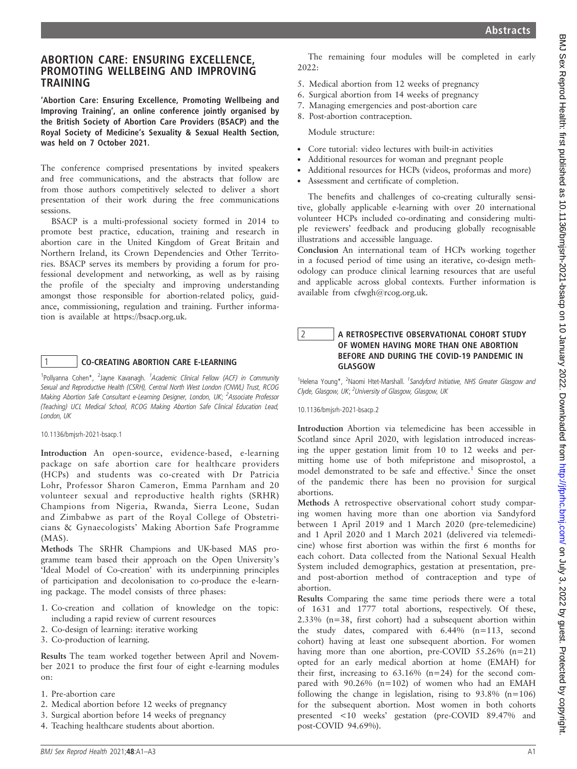# ABORTION CARE: ENSURING EXCELLENCE, PROMOTING WELLBEING AND IMPROVING TRAINING

**'Abortion Care: Ensuring Excellence, Promoting Wellbeing and Improving Training', an online conference jointly organised by the British Society of Abortion Care Providers (BSACP) and the Royal Society of Medicine's Sexuality & Sexual Health Section, was held on 7 October 2021.**

The conference comprised presentations by invited speakers and free communications, and the abstracts that follow are from those authors competitively selected to deliver a short presentation of their work during the free communications sessions.

BSACP is a multi-professional society formed in 2014 to promote best practice, education, training and research in abortion care in the United Kingdom of Great Britain and Northern Ireland, its Crown Dependencies and Other Territories. BSACP serves its members by providing a forum for professional development and networking, as well as by raising the profile of the specialty and improving understanding amongst those responsible for abortion-related policy, guidance, commissioning, regulation and training. Further information is available at https://bsacp.org.uk.

## 1 CO-CREATING ABORTION CARE E-LEARNING

[1]Pollyanna Cohen*, [2]Jayne Kavanagh. *[1]Academic Clinical Fellow (ACF) in Community Sexual and Reproductive Health (CSRH), Central North West London (CNWL) Trust, RCOG Making Abortion Safe Consultant e-Learning Designer, London, UK; [2]Associate Professor (Teaching) UCL Medical School, RCOG Making Abortion Safe Clinical Education Lead, London, UK*

10.1136/bmjsrh-2021-bsacp.1

**Introduction** An open-source, evidence-based, e-learning package on safe abortion care for healthcare providers (HCPs) and students was co-created with Dr Patricia Lohr, Professor Sharon Cameron, Emma Parnham and 20 volunteer sexual and reproductive health rights (SRHR) Champions from Nigeria, Rwanda, Sierra Leone, Sudan and Zimbabwe as part of the Royal College of Obstetricians & Gynaecologists' Making Abortion Safe Programme (MAS).

**Methods** The SRHR Champions and UK-based MAS programme team based their approach on the Open University's 'Ideal Model of Co-creation' with its underpinning principles of participation and decolonisation to co-produce the e-learning package. The model consists of three phases:

1. Co-creation and collation of knowledge on the topic: including a rapid review of current resources
2. Co-design of learning: iterative working
3. Co-production of learning.

**Results** The team worked together between April and November 2021 to produce the first four of eight e-learning modules on:

1. Pre-abortion care
2. Medical abortion before 12 weeks of pregnancy
3. Surgical abortion before 14 weeks of pregnancy
4. Teaching healthcare students about abortion.

The remaining four modules will be completed in early 2022:

5. Medical abortion from 12 weeks of pregnancy
6. Surgical abortion from 14 weeks of pregnancy
7. Managing emergencies and post-abortion care
8. Post-abortion contraception.

Module structure:

- Core tutorial: video lectures with built-in activities
- Additional resources for woman and pregnant people
- Additional resources for HCPs (videos, proformas and more)
- Assessment and certificate of completion.

The benefits and challenges of co-creating culturally sensitive, globally applicable e-learning with over 20 international volunteer HCPs included co-ordinating and considering multiple reviewers' feedback and producing globally recognisable illustrations and accessible language.

**Conclusion** An international team of HCPs working together in a focused period of time using an iterative, co-design methodology can produce clinical learning resources that are useful and applicable across global contexts. Further information is available from cfwgh@rcog.org.uk.

## 2 A RETROSPECTIVE OBSERVATIONAL COHORT STUDY OF WOMEN HAVING MORE THAN ONE ABORTION BEFORE AND DURING THE COVID-19 PANDEMIC IN GLASGOW

[1]Helena Young*, [2]Naomi Htet-Marshall. *[1]Sandyford Initiative, NHS Greater Glasgow and Clyde, Glasgow, UK; [2]University of Glasgow, Glasgow, UK*

10.1136/bmjsrh-2021-bsacp.2

**Introduction** Abortion via telemedicine has been accessible in Scotland since April 2020, with legislation introduced increasing the upper gestation limit from 10 to 12 weeks and permitting home use of both mifepristone and misoprostol, a model demonstrated to be safe and effective.[1] Since the onset of the pandemic there has been no provision for surgical abortions.

**Methods** A retrospective observational cohort study comparing women having more than one abortion via Sandyford between 1 April 2019 and 1 March 2020 (pre-telemedicine) and 1 April 2020 and 1 March 2021 (delivered via telemedicine) whose first abortion was within the first 6 months for each cohort. Data collected from the National Sexual Health System included demographics, gestation at presentation, pre- and post-abortion method of contraception and type of abortion.

**Results** Comparing the same time periods there were a total of 1631 and 1777 total abortions, respectively. Of these, 2.33% (n=38, first cohort) had a subsequent abortion within the study dates, compared with 6.44% (n=113, second cohort) having at least one subsequent abortion. For women having more than one abortion, pre-COVID 55.26% (n=21) opted for an early medical abortion at home (EMAH) for their first, increasing to 63.16% (n=24) for the second compared with 90.26% (n=102) of women who had an EMAH following the change in legislation, rising to 93.8% (n=106) for the subsequent abortion. Most women in both cohorts presented <10 weeks' gestation (pre-COVID 89.47% and post-COVID 94.69%).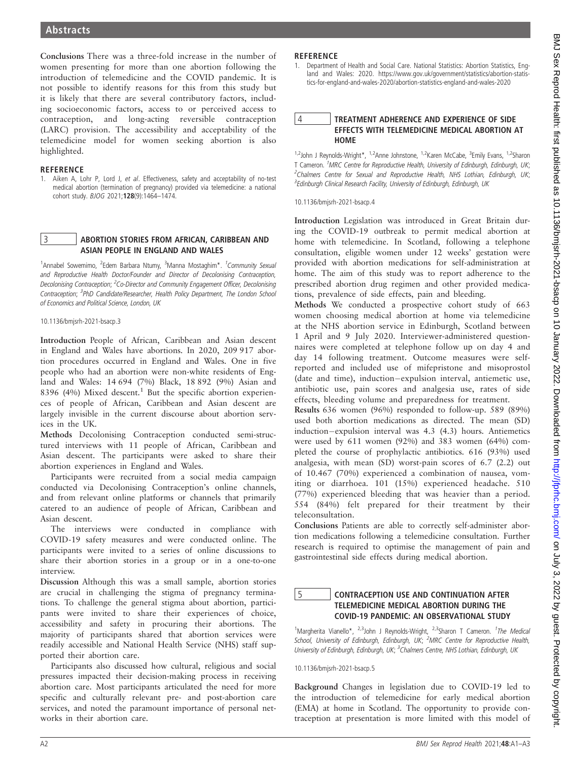**Conclusions** There was a three-fold increase in the number of women presenting for more than one abortion following the introduction of telemedicine and the COVID pandemic. It is not possible to identify reasons for this from this study but it is likely that there are several contributory factors, including socioeconomic factors, access to or perceived access to contraception, and long-acting reversible contraception (LARC) provision. The accessibility and acceptability of the telemedicine model for women seeking abortion is also highlighted.

### REFERENCE

1. Aiken A, Lohr P, Lord J, *et al*. Effectiveness, safety and acceptability of no-test medical abortion (termination of pregnancy) provided via telemedicine: a national cohort study. *BJOG* 2021;**128**(9):1464–1474.

## 3 ABORTION STORIES FROM AFRICAN, CARIBBEAN AND ASIAN PEOPLE IN ENGLAND AND WALES

[1]Annabel Sowemimo, [2]Edem Barbara Ntumy, [3]Manna Mostaghim*. [1]*Community Sexual and Reproductive Health Doctor/Founder and Director of Decolonising Contraception, Decolonising Contraception*; [2]*Co-Director and Community Engagement Officer, Decolonising Contraception*; [3]*PhD Candidate/Researcher, Health Policy Department, The London School of Economics and Political Science, London, UK*

10.1136/bmjsrh-2021-bsacp.3

**Introduction** People of African, Caribbean and Asian descent in England and Wales have abortions. In 2020, 209 917 abortion procedures occurred in England and Wales. One in five people who had an abortion were non-white residents of England and Wales: 14 694 (7%) Black, 18 892 (9%) Asian and 8396 (4%) Mixed descent.[1] But the specific abortion experiences of people of African, Caribbean and Asian descent are largely invisible in the current discourse about abortion services in the UK.

**Methods** Decolonising Contraception conducted semi-structured interviews with 11 people of African, Caribbean and Asian descent. The participants were asked to share their abortion experiences in England and Wales.

Participants were recruited from a social media campaign conducted via Decolonising Contraception's online channels, and from relevant online platforms or channels that primarily catered to an audience of people of African, Caribbean and Asian descent.

The interviews were conducted in compliance with COVID-19 safety measures and were conducted online. The participants were invited to a series of online discussions to share their abortion stories in a group or in a one-to-one interview.

**Discussion** Although this was a small sample, abortion stories are crucial in challenging the stigma of pregnancy terminations. To challenge the general stigma about abortion, participants were invited to share their experiences of choice, accessibility and safety in procuring their abortions. The majority of participants shared that abortion services were readily accessible and National Health Service (NHS) staff supported their abortion care.

Participants also discussed how cultural, religious and social pressures impacted their decision-making process in receiving abortion care. Most participants articulated the need for more specific and culturally relevant pre- and post-abortion care services, and noted the paramount importance of personal networks in their abortion care.

### REFERENCE

1. Department of Health and Social Care. National Statistics: Abortion Statistics, England and Wales: 2020. https://www.gov.uk/government/statistics/abortion-statistics-for-england-and-wales-2020/abortion-statistics-england-and-wales-2020

## 4 TREATMENT ADHERENCE AND EXPERIENCE OF SIDE EFFECTS WITH TELEMEDICINE MEDICAL ABORTION AT HOME

[1,2]John J Reynolds-Wright*, [1,2]Anne Johnstone, [1,2]Karen McCabe, [3]Emily Evans, [1,2]Sharon T Cameron. [1]*MRC Centre for Reproductive Health, University of Edinburgh, Edinburgh, UK*; [2]*Chalmers Centre for Sexual and Reproductive Health, NHS Lothian, Edinburgh, UK*; [3]*Edinburgh Clinical Research Facility, University of Edinburgh, Edinburgh, UK*

10.1136/bmjsrh-2021-bsacp.4

**Introduction** Legislation was introduced in Great Britain during the COVID-19 outbreak to permit medical abortion at home with telemedicine. In Scotland, following a telephone consultation, eligible women under 12 weeks' gestation were provided with abortion medications for self-administration at home. The aim of this study was to report adherence to the prescribed abortion drug regimen and other provided medications, prevalence of side effects, pain and bleeding.

**Methods** We conducted a prospective cohort study of 663 women choosing medical abortion at home via telemedicine at the NHS abortion service in Edinburgh, Scotland between 1 April and 9 July 2020. Interviewer-administered questionnaires were completed at telephone follow up on day 4 and day 14 following treatment. Outcome measures were self-reported and included use of mifepristone and misoprostol (date and time), induction−expulsion interval, antiemetic use, antibiotic use, pain scores and analgesia use, rates of side effects, bleeding volume and preparedness for treatment.

**Results** 636 women (96%) responded to follow-up. 589 (89%) used both abortion medications as directed. The mean (SD) induction−expulsion interval was 4.3 (4.3) hours. Antiemetics were used by 611 women (92%) and 383 women (64%) completed the course of prophylactic antibiotics. 616 (93%) used analgesia, with mean (SD) worst-pain scores of 6.7 (2.2) out of 10.467 (70%) experienced a combination of nausea, vomiting or diarrhoea. 101 (15%) experienced headache. 510 (77%) experienced bleeding that was heavier than a period. 554 (84%) felt prepared for their treatment by their teleconsultation.

**Conclusions** Patients are able to correctly self-administer abortion medications following a telemedicine consultation. Further research is required to optimise the management of pain and gastrointestinal side effects during medical abortion.

## 5 CONTRACEPTION USE AND CONTINUATION AFTER TELEMEDICINE MEDICAL ABORTION DURING THE COVID-19 PANDEMIC: AN OBSERVATIONAL STUDY

[1]Margherita Vianello*, [2,3]John J Reynolds-Wright, [2,3]Sharon T Cameron. [1]*The Medical School, University of Edinburgh, Edinburgh, UK*; [2]*MRC Centre for Reproductive Health, University of Edinburgh, Edinburgh, UK*; [3]*Chalmers Centre, NHS Lothian, Edinburgh, UK*

10.1136/bmjsrh-2021-bsacp.5

**Background** Changes in legislation due to COVID-19 led to the introduction of telemedicine for early medical abortion (EMA) at home in Scotland. The opportunity to provide contraception at presentation is more limited with this model of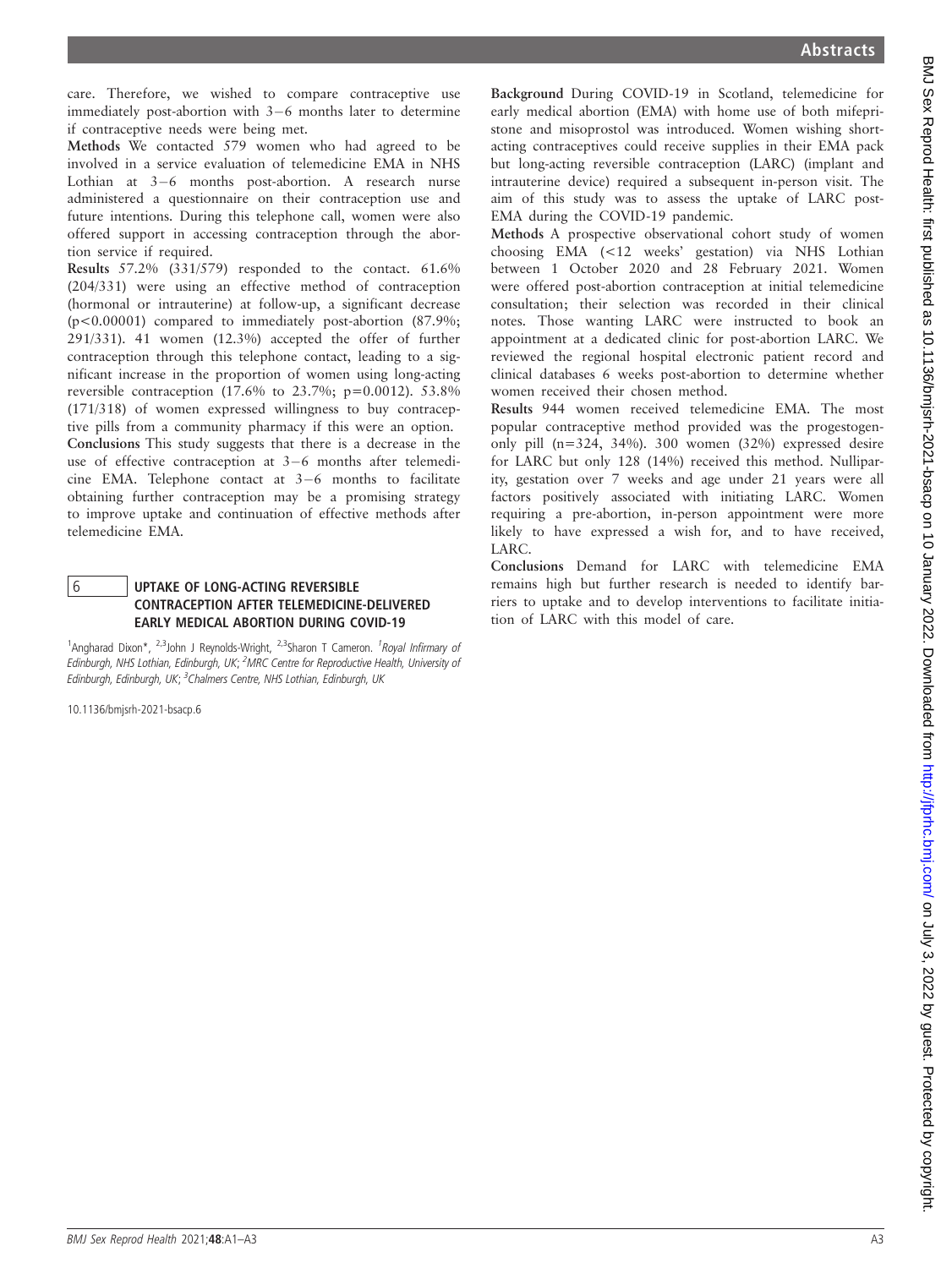care. Therefore, we wished to compare contraceptive use immediately post-abortion with 3–6 months later to determine if contraceptive needs were being met.

**Methods** We contacted 579 women who had agreed to be involved in a service evaluation of telemedicine EMA in NHS Lothian at 3–6 months post-abortion. A research nurse administered a questionnaire on their contraception use and future intentions. During this telephone call, women were also offered support in accessing contraception through the abortion service if required.

**Results** 57.2% (331/579) responded to the contact. 61.6% (204/331) were using an effective method of contraception (hormonal or intrauterine) at follow-up, a significant decrease ($p<0.00001$) compared to immediately post-abortion (87.9%; 291/331). 41 women (12.3%) accepted the offer of further contraception through this telephone contact, leading to a significant increase in the proportion of women using long-acting reversible contraception (17.6% to 23.7%; $p=0.0012$). 53.8% (171/318) of women expressed willingness to buy contraceptive pills from a community pharmacy if this were an option.

**Conclusions** This study suggests that there is a decrease in the use of effective contraception at 3–6 months after telemedicine EMA. Telephone contact at 3–6 months to facilitate obtaining further contraception may be a promising strategy to improve uptake and continuation of effective methods after telemedicine EMA.

## 6 UPTAKE OF LONG-ACTING REVERSIBLE CONTRACEPTION AFTER TELEMEDICINE-DELIVERED EARLY MEDICAL ABORTION DURING COVID-19

[1]Angharad Dixon*, [2,3]John J Reynolds-Wright, [2,3]Sharon T Cameron. [1]*Royal Infirmary of Edinburgh, NHS Lothian, Edinburgh, UK*; [2]*MRC Centre for Reproductive Health, University of Edinburgh, Edinburgh, UK*; [3]*Chalmers Centre, NHS Lothian, Edinburgh, UK*

10.1136/bmjsrh-2021-bsacp.6

**Background** During COVID-19 in Scotland, telemedicine for early medical abortion (EMA) with home use of both mifepristone and misoprostol was introduced. Women wishing short-acting contraceptives could receive supplies in their EMA pack but long-acting reversible contraception (LARC) (implant and intrauterine device) required a subsequent in-person visit. The aim of this study was to assess the uptake of LARC post-EMA during the COVID-19 pandemic.

**Methods** A prospective observational cohort study of women choosing EMA (<12 weeks' gestation) via NHS Lothian between 1 October 2020 and 28 February 2021. Women were offered post-abortion contraception at initial telemedicine consultation; their selection was recorded in their clinical notes. Those wanting LARC were instructed to book an appointment at a dedicated clinic for post-abortion LARC. We reviewed the regional hospital electronic patient record and clinical databases 6 weeks post-abortion to determine whether women received their chosen method.

**Results** 944 women received telemedicine EMA. The most popular contraceptive method provided was the progestogen-only pill (n=324, 34%). 300 women (32%) expressed desire for LARC but only 128 (14%) received this method. Nulliparity, gestation over 7 weeks and age under 21 years were all factors positively associated with initiating LARC. Women requiring a pre-abortion, in-person appointment were more likely to have expressed a wish for, and to have received, LARC.

**Conclusions** Demand for LARC with telemedicine EMA remains high but further research is needed to identify barriers to uptake and to develop interventions to facilitate initiation of LARC with this model of care.